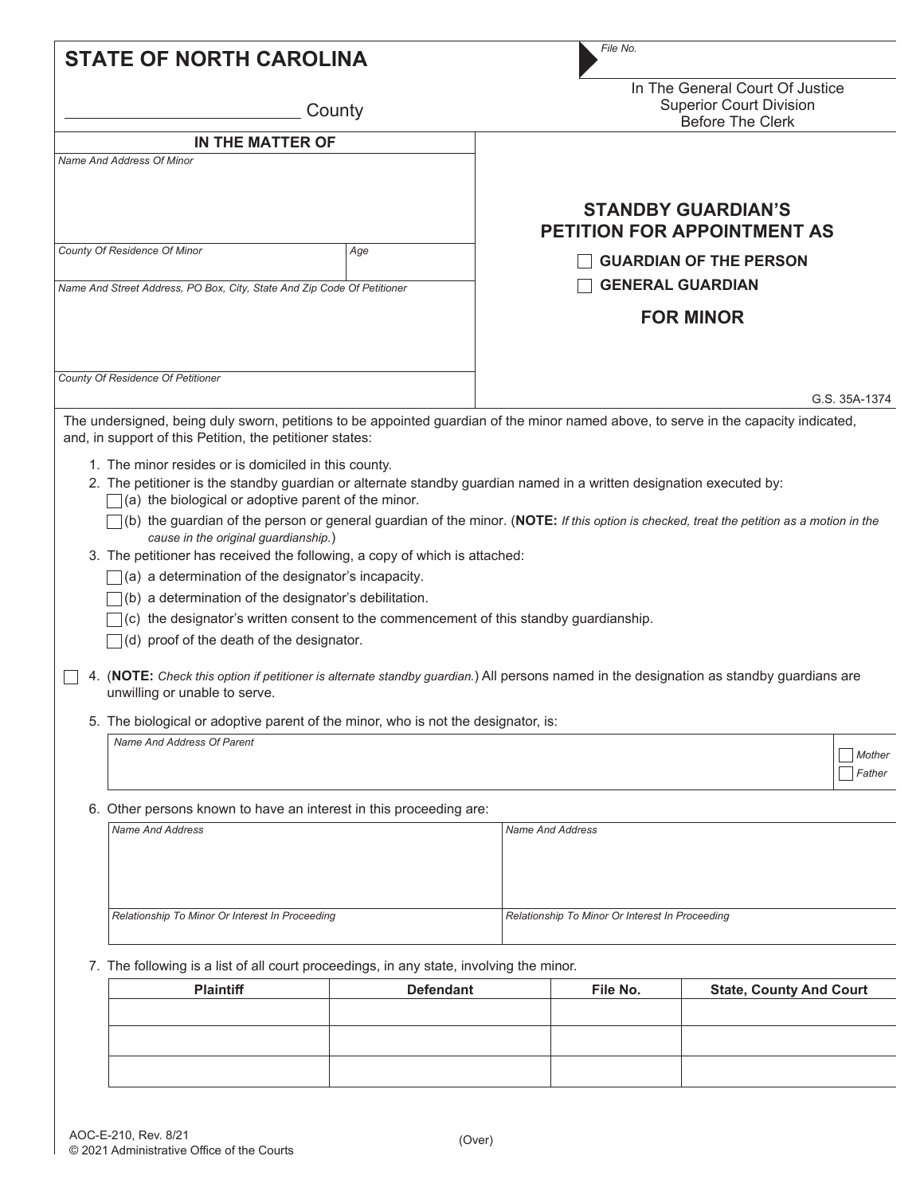# STATE OF NORTH CAROLINA

_______________ County

File No.

In The General Court Of Justice
Superior Court Division
Before The Clerk

**IN THE MATTER OF**

| Name And Address Of Minor | |
|---|---|
| | |
| County Of Residence Of Minor | Age |
| Name And Street Address, PO Box, City, State And Zip Code Of Petitioner | |
| County Of Residence Of Petitioner | |

## STANDBY GUARDIAN'S PETITION FOR APPOINTMENT AS

☐ **GUARDIAN OF THE PERSON**

☐ **GENERAL GUARDIAN**

## FOR MINOR

G.S. 35A-1374

The undersigned, being duly sworn, petitions to be appointed guardian of the minor named above, to serve in the capacity indicated, and, in support of this Petition, the petitioner states:

1. The minor resides or is domiciled in this county.
2. The petitioner is the standby guardian or alternate standby guardian named in a written designation executed by:
   - ☐ (a) the biological or adoptive parent of the minor.
   - ☐ (b) the guardian of the person or general guardian of the minor. (**NOTE:** *If this option is checked, treat the petition as a motion in the cause in the original guardianship.*)
3. The petitioner has received the following, a copy of which is attached:
   - ☐ (a) a determination of the designator's incapacity.
   - ☐ (b) a determination of the designator's debilitation.
   - ☐ (c) the designator's written consent to the commencement of this standby guardianship.
   - ☐ (d) proof of the death of the designator.

☐ 4. (**NOTE:** *Check this option if petitioner is alternate standby guardian.*) All persons named in the designation as standby guardians are unwilling or unable to serve.

5. The biological or adoptive parent of the minor, who is not the designator, is:

| Name And Address Of Parent | ☐ Mother ☐ Father |
|---|---|
| | |

6. Other persons known to have an interest in this proceeding are:

| Name And Address | Name And Address |
|---|---|
| | |
| Relationship To Minor Or Interest In Proceeding | Relationship To Minor Or Interest In Proceeding |
| | |

7. The following is a list of all court proceedings, in any state, involving the minor.

| Plaintiff | Defendant | File No. | State, County And Court |
|---|---|---|---|
| | | | |
| | | | |
| | | | |

AOC-E-210, Rev. 8/21
© 2021 Administrative Office of the Courts

(Over)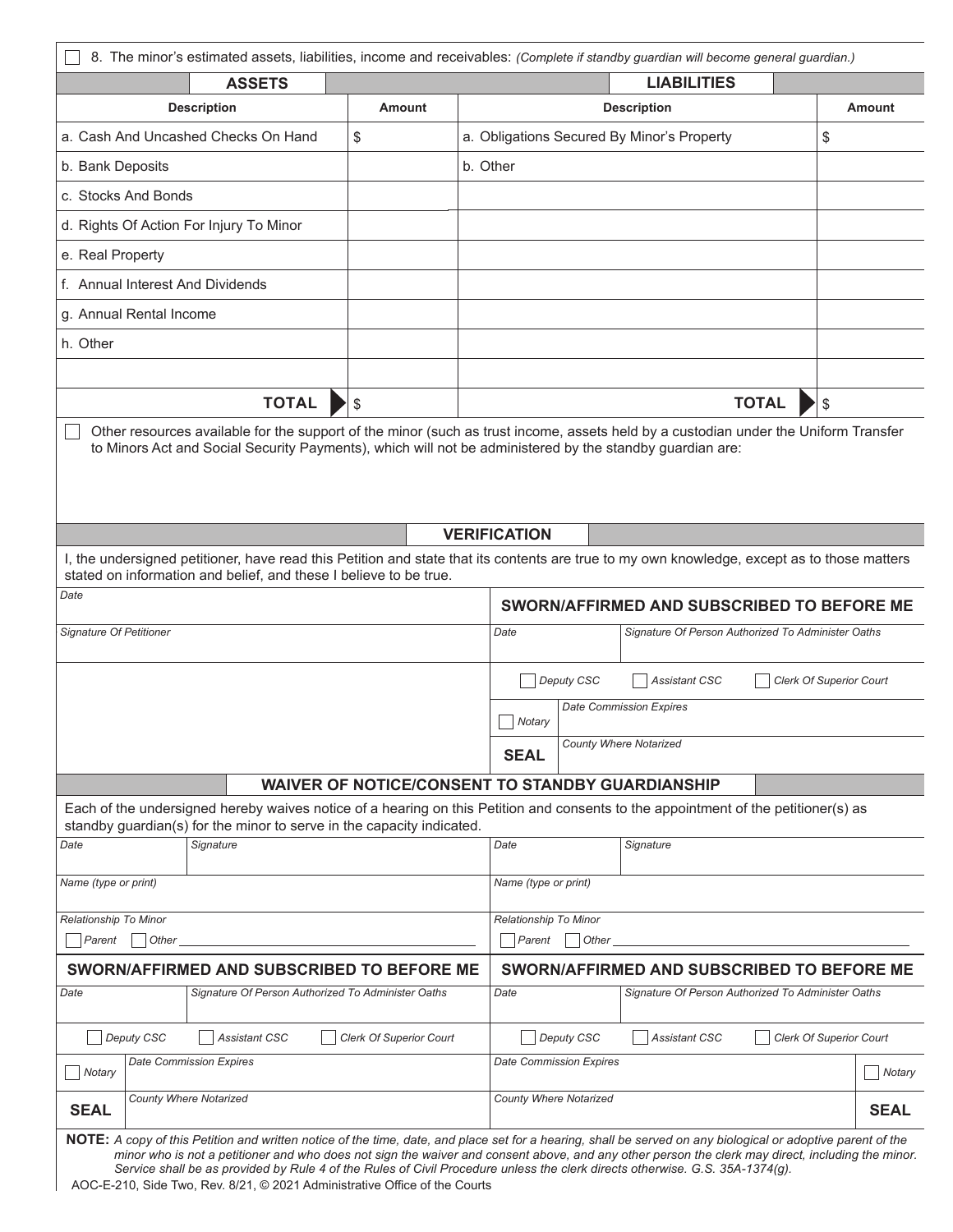☐ 8. The minor's estimated assets, liabilities, income and receivables: *(Complete if standby guardian will become general guardian.)*

| ASSETS | | LIABILITIES | |
|---|---|---|---|
| **Description** | **Amount** | **Description** | **Amount** |
| a. Cash And Uncashed Checks On Hand | $ | a. Obligations Secured By Minor's Property | $ |
| b. Bank Deposits | | b. Other | |
| c. Stocks And Bonds | | | |
| d. Rights Of Action For Injury To Minor | | | |
| e. Real Property | | | |
| f. Annual Interest And Dividends | | | |
| g. Annual Rental Income | | | |
| h. Other | | | |
| | | | |
| **TOTAL** | $ | **TOTAL** | $ |

☐ Other resources available for the support of the minor (such as trust income, assets held by a custodian under the Uniform Transfer to Minors Act and Social Security Payments), which will not be administered by the standby guardian are:

## VERIFICATION

I, the undersigned petitioner, have read this Petition and state that its contents are true to my own knowledge, except as to those matters stated on information and belief, and these I believe to be true.

*Date*

*Signature Of Petitioner*

**SWORN/AFFIRMED AND SUBSCRIBED TO BEFORE ME**

*Date* | *Signature Of Person Authorized To Administer Oaths*

☐ *Deputy CSC* ☐ *Assistant CSC* ☐ *Clerk Of Superior Court*

☐ *Notary* | *Date Commission Expires*

**SEAL** | *County Where Notarized*

## WAIVER OF NOTICE/CONSENT TO STANDBY GUARDIANSHIP

Each of the undersigned hereby waives notice of a hearing on this Petition and consents to the appointment of the petitioner(s) as standby guardian(s) for the minor to serve in the capacity indicated.

| | |
|---|---|
| *Date* / *Signature* | *Date* / *Signature* |
| *Name (type or print)* | *Name (type or print)* |
| *Relationship To Minor*<br>☐ *Parent* ☐ *Other* ______ | *Relationship To Minor*<br>☐ *Parent* ☐ *Other* ______ |
| **SWORN/AFFIRMED AND SUBSCRIBED TO BEFORE ME** | **SWORN/AFFIRMED AND SUBSCRIBED TO BEFORE ME** |
| *Date* / *Signature Of Person Authorized To Administer Oaths* | *Date* / *Signature Of Person Authorized To Administer Oaths* |
| ☐ *Deputy CSC* ☐ *Assistant CSC* ☐ *Clerk Of Superior Court* | ☐ *Deputy CSC* ☐ *Assistant CSC* ☐ *Clerk Of Superior Court* |
| ☐ *Notary* / *Date Commission Expires* | *Date Commission Expires* / ☐ *Notary* |
| **SEAL** / *County Where Notarized* | *County Where Notarized* / **SEAL** |

**NOTE:** *A copy of this Petition and written notice of the time, date, and place set for a hearing, shall be served on any biological or adoptive parent of the minor who is not a petitioner and who does not sign the waiver and consent above, and any other person the clerk may direct, including the minor. Service shall be as provided by Rule 4 of the Rules of Civil Procedure unless the clerk directs otherwise. G.S. 35A-1374(g).*

AOC-E-210, Side Two, Rev. 8/21, © 2021 Administrative Office of the Courts